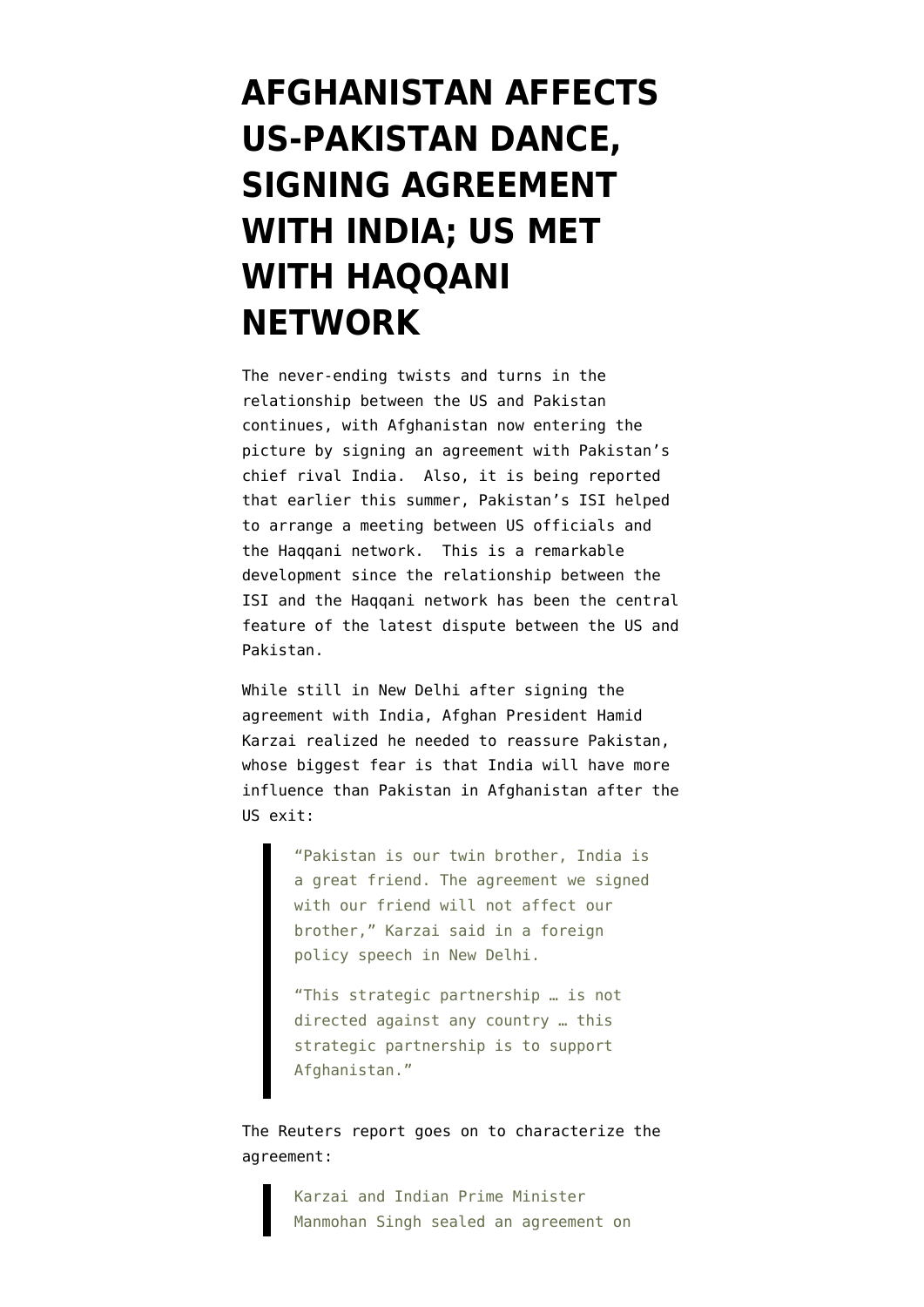# AFGHANISTAN AFFECTS US-PAKISTAN DANCE, SIGNING AGREEMENT WITH INDIA; US MET WITH HAQQANI NETWORK

The never-ending twists and turns in the relationship between the US and Pakistan continues, with Afghanistan now entering the picture by signing an agreement with Pakistan's chief rival India.  Also, it is being reported that earlier this summer, Pakistan's ISI helped to arrange a meeting between US officials and the Haqqani network.  This is a remarkable development since the relationship between the ISI and the Haqqani network has been the central feature of the latest dispute between the US and Pakistan.

While still in New Delhi after signing the agreement with India, Afghan President Hamid Karzai realized he needed to reassure Pakistan, whose biggest fear is that India will have more influence than Pakistan in Afghanistan after the US exit:

> "Pakistan is our twin brother, India is a great friend. The agreement we signed with our friend will not affect our brother," Karzai said in a foreign policy speech in New Delhi.
>
> "This strategic partnership … is not directed against any country … this strategic partnership is to support Afghanistan."

The Reuters report goes on to characterize the agreement:

> Karzai and Indian Prime Minister Manmohan Singh sealed an agreement on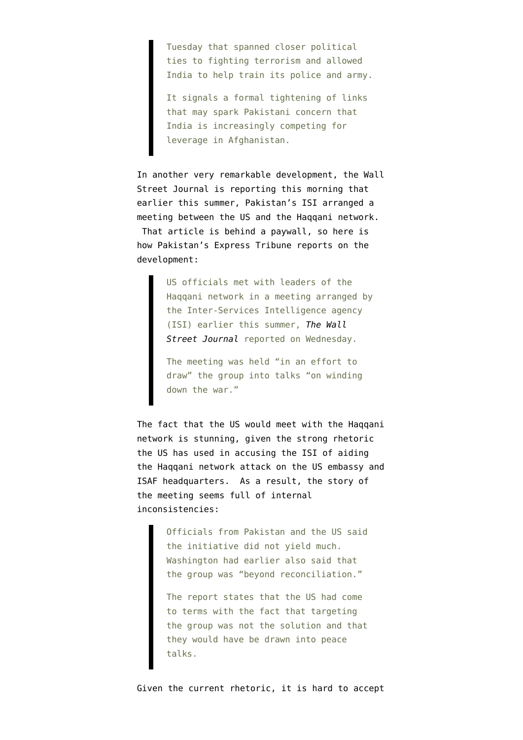> Tuesday that spanned closer political ties to fighting terrorism and allowed India to help train its police and army.
>
> It signals a formal tightening of links that may spark Pakistani concern that India is increasingly competing for leverage in Afghanistan.

In another very remarkable development, the Wall Street Journal is reporting this morning that earlier this summer, Pakistan's ISI arranged a meeting between the US and the Haqqani network. That article is behind a paywall, so here is how Pakistan's Express Tribune reports on the development:

> US officials met with leaders of the Haqqani network in a meeting arranged by the Inter-Services Intelligence agency (ISI) earlier this summer, *The Wall Street Journal* reported on Wednesday.
>
> The meeting was held "in an effort to draw" the group into talks "on winding down the war."

The fact that the US would meet with the Haqqani network is stunning, given the strong rhetoric the US has used in accusing the ISI of aiding the Haqqani network attack on the US embassy and ISAF headquarters. As a result, the story of the meeting seems full of internal inconsistencies:

> Officials from Pakistan and the US said the initiative did not yield much. Washington had earlier also said that the group was "beyond reconciliation."
>
> The report states that the US had come to terms with the fact that targeting the group was not the solution and that they would have be drawn into peace talks.

Given the current rhetoric, it is hard to accept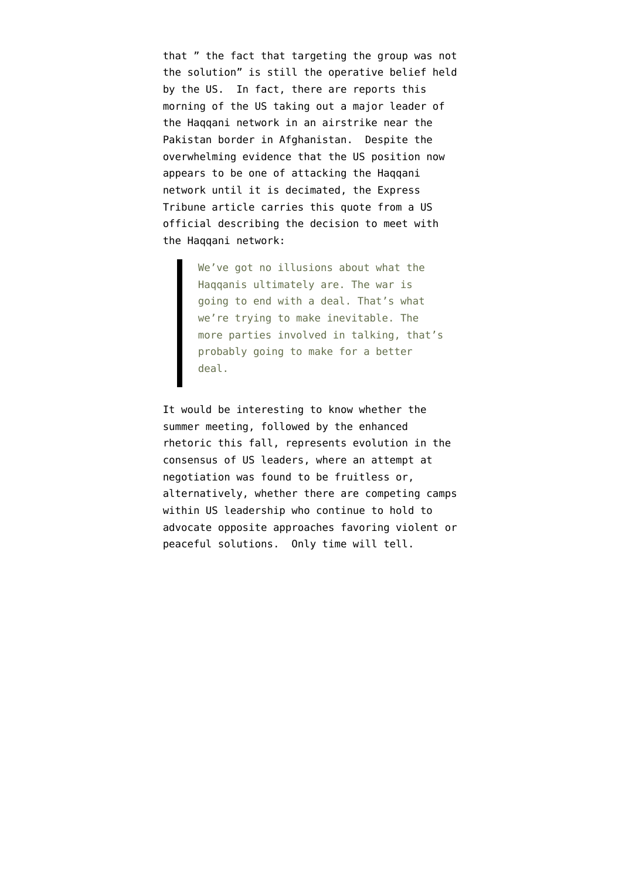that " the fact that targeting the group was not the solution" is still the operative belief held by the US. In fact, there are reports this morning of the US taking out a major leader of the Haqqani network in an airstrike near the Pakistan border in Afghanistan. Despite the overwhelming evidence that the US position now appears to be one of attacking the Haqqani network until it is decimated, the Express Tribune article carries this quote from a US official describing the decision to meet with the Haqqani network:

> We've got no illusions about what the Haqqanis ultimately are. The war is going to end with a deal. That's what we're trying to make inevitable. The more parties involved in talking, that's probably going to make for a better deal.

It would be interesting to know whether the summer meeting, followed by the enhanced rhetoric this fall, represents evolution in the consensus of US leaders, where an attempt at negotiation was found to be fruitless or, alternatively, whether there are competing camps within US leadership who continue to hold to advocate opposite approaches favoring violent or peaceful solutions. Only time will tell.